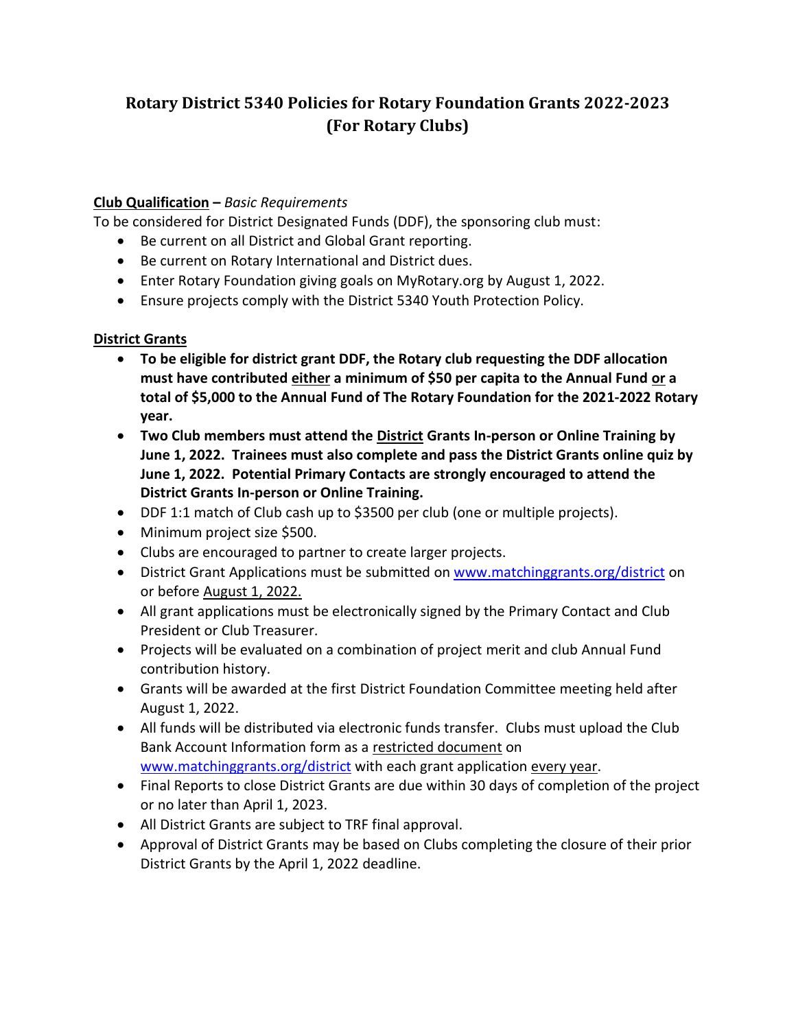# Rotary District 5340 Policies for Rotary Foundation Grants 2022-2023 (For Rotary Clubs)

**Club Qualification** – *Basic Requirements*

To be considered for District Designated Funds (DDF), the sponsoring club must:

- Be current on all District and Global Grant reporting.
- Be current on Rotary International and District dues.
- Enter Rotary Foundation giving goals on MyRotary.org by August 1, 2022.
- Ensure projects comply with the District 5340 Youth Protection Policy.

**District Grants**

- **To be eligible for district grant DDF, the Rotary club requesting the DDF allocation must have contributed either a minimum of $50 per capita to the Annual Fund or a total of $5,000 to the Annual Fund of The Rotary Foundation for the 2021-2022 Rotary year.**
- **Two Club members must attend the District Grants In-person or Online Training by June 1, 2022. Trainees must also complete and pass the District Grants online quiz by June 1, 2022. Potential Primary Contacts are strongly encouraged to attend the District Grants In-person or Online Training.**
- DDF 1:1 match of Club cash up to $3500 per club (one or multiple projects).
- Minimum project size $500.
- Clubs are encouraged to partner to create larger projects.
- District Grant Applications must be submitted on www.matchinggrants.org/district on or before August 1, 2022.
- All grant applications must be electronically signed by the Primary Contact and Club President or Club Treasurer.
- Projects will be evaluated on a combination of project merit and club Annual Fund contribution history.
- Grants will be awarded at the first District Foundation Committee meeting held after August 1, 2022.
- All funds will be distributed via electronic funds transfer. Clubs must upload the Club Bank Account Information form as a restricted document on www.matchinggrants.org/district with each grant application every year.
- Final Reports to close District Grants are due within 30 days of completion of the project or no later than April 1, 2023.
- All District Grants are subject to TRF final approval.
- Approval of District Grants may be based on Clubs completing the closure of their prior District Grants by the April 1, 2022 deadline.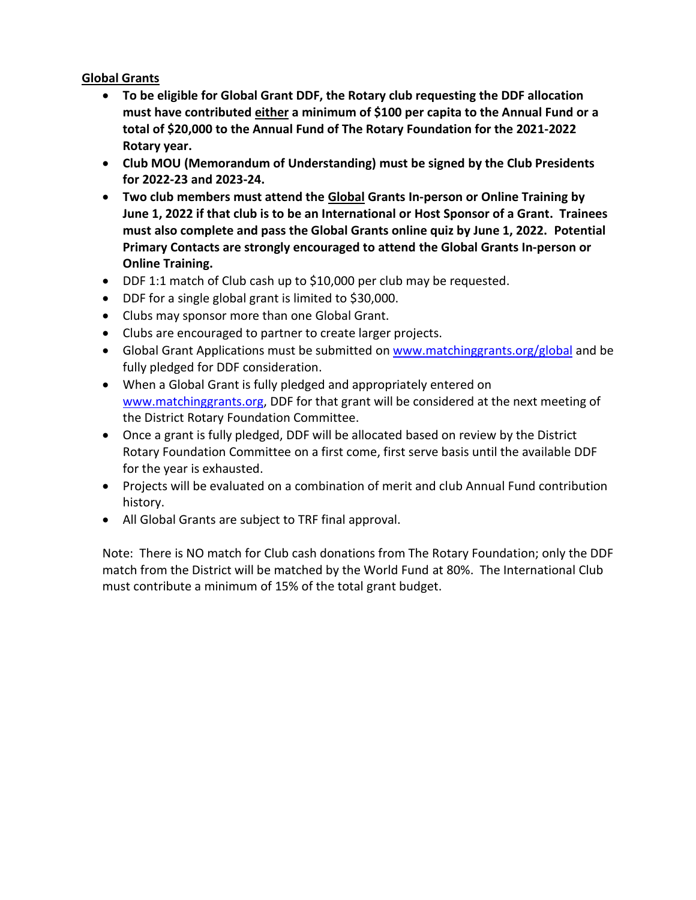**Global Grants**

- **To be eligible for Global Grant DDF, the Rotary club requesting the DDF allocation must have contributed either a minimum of $100 per capita to the Annual Fund or a total of $20,000 to the Annual Fund of The Rotary Foundation for the 2021-2022 Rotary year.**
- **Club MOU (Memorandum of Understanding) must be signed by the Club Presidents for 2022-23 and 2023-24.**
- **Two club members must attend the Global Grants In-person or Online Training by June 1, 2022 if that club is to be an International or Host Sponsor of a Grant. Trainees must also complete and pass the Global Grants online quiz by June 1, 2022. Potential Primary Contacts are strongly encouraged to attend the Global Grants In-person or Online Training.**
- DDF 1:1 match of Club cash up to $10,000 per club may be requested.
- DDF for a single global grant is limited to $30,000.
- Clubs may sponsor more than one Global Grant.
- Clubs are encouraged to partner to create larger projects.
- Global Grant Applications must be submitted on www.matchinggrants.org/global and be fully pledged for DDF consideration.
- When a Global Grant is fully pledged and appropriately entered on www.matchinggrants.org, DDF for that grant will be considered at the next meeting of the District Rotary Foundation Committee.
- Once a grant is fully pledged, DDF will be allocated based on review by the District Rotary Foundation Committee on a first come, first serve basis until the available DDF for the year is exhausted.
- Projects will be evaluated on a combination of merit and club Annual Fund contribution history.
- All Global Grants are subject to TRF final approval.

Note: There is NO match for Club cash donations from The Rotary Foundation; only the DDF match from the District will be matched by the World Fund at 80%. The International Club must contribute a minimum of 15% of the total grant budget.